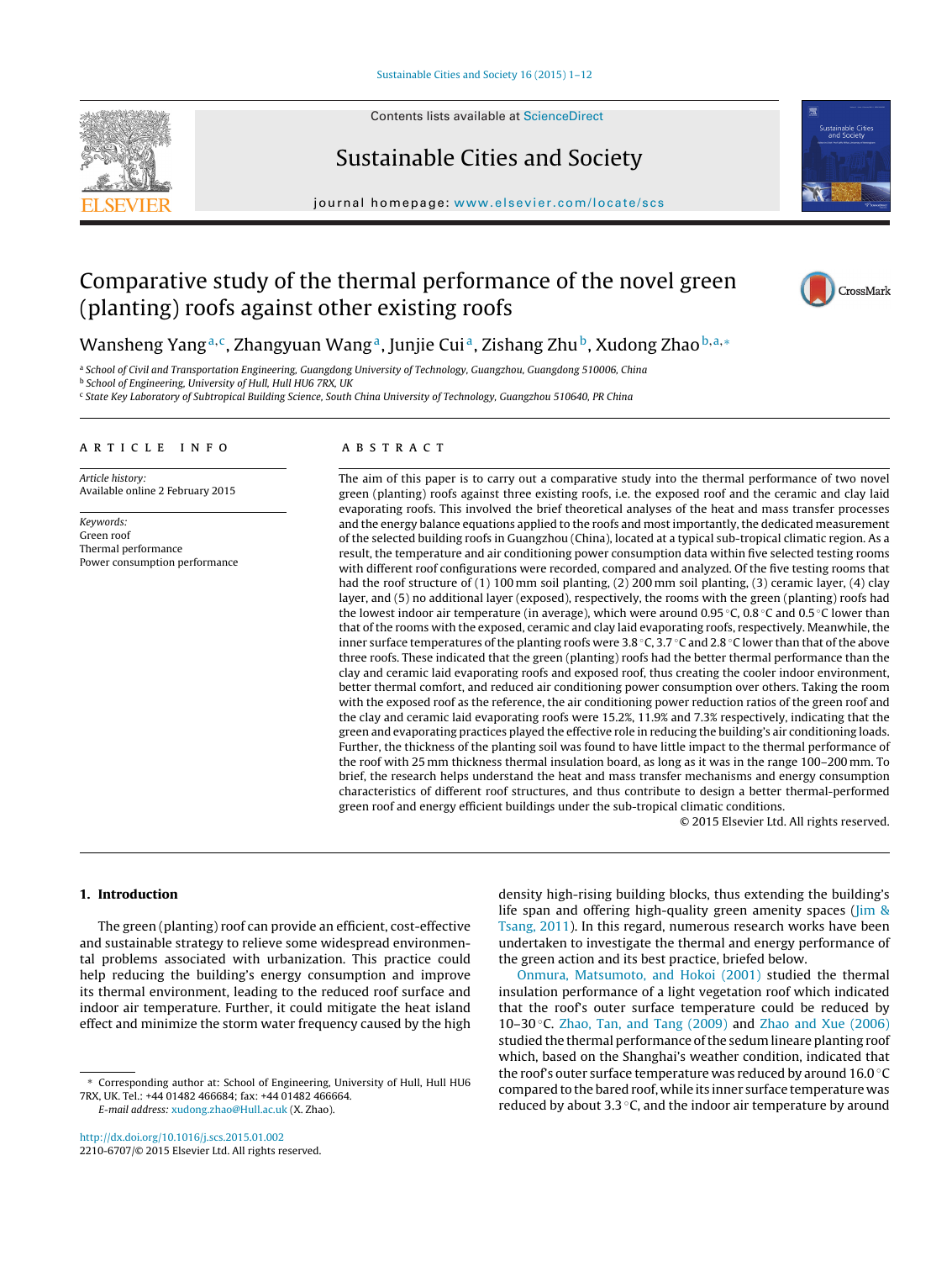# Comparative study of the thermal performance of the novel green (planting) roofs against other existing roofs

Wansheng Yang [a,c], Zhangyuan Wang [a], Junjie Cui [a], Zishang Zhu [b], Xudong Zhao [b,a,*]

[a] School of Civil and Transportation Engineering, Guangdong University of Technology, Guangzhou, Guangdong 510006, China
[b] School of Engineering, University of Hull, Hull HU6 7RX, UK
[c] State Key Laboratory of Subtropical Building Science, South China University of Technology, Guangzhou 510640, PR China

## ARTICLE INFO

*Article history:*
Available online 2 February 2015

*Keywords:*
Green roof
Thermal performance
Power consumption performance

## ABSTRACT

The aim of this paper is to carry out a comparative study into the thermal performance of two novel green (planting) roofs against three existing roofs, i.e. the exposed roof and the ceramic and clay laid evaporating roofs. This involved the brief theoretical analyses of the heat and mass transfer processes and the energy balance equations applied to the roofs and most importantly, the dedicated measurement of the selected building roofs in Guangzhou (China), located at a typical sub-tropical climatic region. As a result, the temperature and air conditioning power consumption data within five selected testing rooms with different roof configurations were recorded, compared and analyzed. Of the five testing rooms that had the roof structure of (1) 100 mm soil planting, (2) 200 mm soil planting, (3) ceramic layer, (4) clay layer, and (5) no additional layer (exposed), respectively, the rooms with the green (planting) roofs had the lowest indoor air temperature (in average), which were around 0.95 °C, 0.8 °C and 0.5 °C lower than that of the rooms with the exposed, ceramic and clay laid evaporating roofs, respectively. Meanwhile, the inner surface temperatures of the planting roofs were 3.8 °C, 3.7 °C and 2.8 °C lower than that of the above three roofs. These indicated that the green (planting) roofs had the better thermal performance than the clay and ceramic laid evaporating roofs and exposed roof, thus creating the cooler indoor environment, better thermal comfort, and reduced air conditioning power consumption over others. Taking the room with the exposed roof as the reference, the air conditioning power reduction ratios of the green roof and the clay and ceramic laid evaporating roofs were 15.2%, 11.9% and 7.3% respectively, indicating that the green and evaporating practices played the effective role in reducing the building's air conditioning loads. Further, the thickness of the planting soil was found to have little impact to the thermal performance of the roof with 25 mm thickness thermal insulation board, as long as it was in the range 100–200 mm. To brief, the research helps understand the heat and mass transfer mechanisms and energy consumption characteristics of different roof structures, and thus contribute to design a better thermal-performed green roof and energy efficient buildings under the sub-tropical climatic conditions.

© 2015 Elsevier Ltd. All rights reserved.

## 1. Introduction

The green (planting) roof can provide an efficient, cost-effective and sustainable strategy to relieve some widespread environmental problems associated with urbanization. This practice could help reducing the building's energy consumption and improve its thermal environment, leading to the reduced roof surface and indoor air temperature. Further, it could mitigate the heat island effect and minimize the storm water frequency caused by the high density high-rising building blocks, thus extending the building's life span and offering high-quality green amenity spaces (Jim & Tsang, 2011). In this regard, numerous research works have been undertaken to investigate the thermal and energy performance of the green action and its best practice, briefed below.

Onmura, Matsumoto, and Hokoi (2001) studied the thermal insulation performance of a light vegetation roof which indicated that the roof's outer surface temperature could be reduced by 10–30 °C. Zhao, Tan, and Tang (2009) and Zhao and Xue (2006) studied the thermal performance of the sedum lineare planting roof which, based on the Shanghai's weather condition, indicated that the roof's outer surface temperature was reduced by around 16.0 °C compared to the bared roof, while its inner surface temperature was reduced by about 3.3 °C, and the indoor air temperature by around

* Corresponding author at: School of Engineering, University of Hull, Hull HU6 7RX, UK. Tel.: +44 01482 466684; fax: +44 01482 466664.
E-mail address: xudong.zhao@Hull.ac.uk (X. Zhao).

http://dx.doi.org/10.1016/j.scs.2015.01.002
2210-6707/© 2015 Elsevier Ltd. All rights reserved.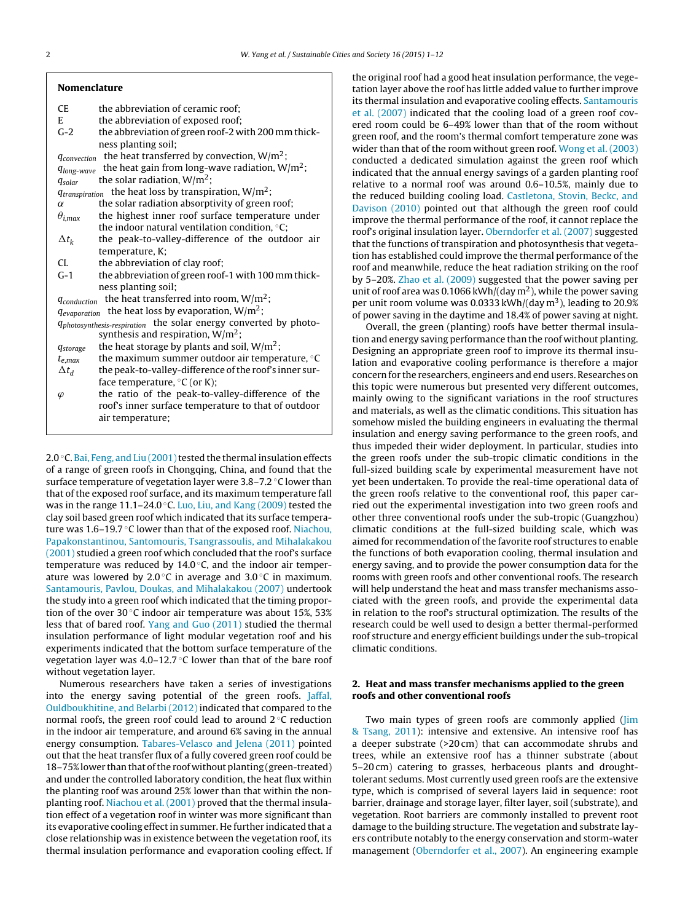## Nomenclature

- CE — the abbreviation of ceramic roof;
- E — the abbreviation of exposed roof;
- G-2 — the abbreviation of green roof-2 with 200 mm thickness planting soil;
- $q_{convection}$ — the heat transferred by convection, W/m$^2$;
- $q_{long\text{-}wave}$ — the heat gain from long-wave radiation, W/m$^2$;
- $q_{solar}$ — the solar radiation, W/m$^2$;
- $q_{transpiration}$ — the heat loss by transpiration, W/m$^2$;
- $\alpha$ — the solar radiation absorptivity of green roof;
- $\theta_{i,max}$ — the highest inner roof surface temperature under the indoor natural ventilation condition, °C;
- $\Delta t_k$ — the peak-to-valley-difference of the outdoor air temperature, K;
- CL — the abbreviation of clay roof;
- G-1 — the abbreviation of green roof-1 with 100 mm thickness planting soil;
- $q_{conduction}$ — the heat transferred into room, W/m$^2$;
- $q_{evaporation}$ — the heat loss by evaporation, W/m$^2$;
- $q_{photosynthesis\text{-}respiration}$ — the solar energy converted by photosynthesis and respiration, W/m$^2$;
- $q_{storage}$ — the heat storage by plants and soil, W/m$^2$;
- $t_{e,max}$ — the maximum summer outdoor air temperature, °C
- $\Delta t_d$ — the peak-to-valley-difference of the roof's inner surface temperature, °C (or K);
- $\varphi$ — the ratio of the peak-to-valley-difference of the roof's inner surface temperature to that of outdoor air temperature;

2.0 °C. Bai, Feng, and Liu (2001) tested the thermal insulation effects of a range of green roofs in Chongqing, China, and found that the surface temperature of vegetation layer were 3.8–7.2 °C lower than that of the exposed roof surface, and its maximum temperature fall was in the range 11.1–24.0 °C. Luo, Liu, and Kang (2009) tested the clay soil based green roof which indicated that its surface temperature was 1.6–19.7 °C lower than that of the exposed roof. Niachou, Papakonstantinou, Santomouris, Tsangrassoulis, and Mihalakakou (2001) studied a green roof which concluded that the roof's surface temperature was reduced by 14.0 °C, and the indoor air temperature was lowered by 2.0 °C in average and 3.0 °C in maximum. Santamouris, Pavlou, Doukas, and Mihalakakou (2007) undertook the study into a green roof which indicated that the timing proportion of the over 30 °C indoor air temperature was about 15%, 53% less that of bared roof. Yang and Guo (2011) studied the thermal insulation performance of light modular vegetation roof and his experiments indicated that the bottom surface temperature of the vegetation layer was 4.0–12.7 °C lower than that of the bare roof without vegetation layer.

Numerous researchers have taken a series of investigations into the energy saving potential of the green roofs. Jaffal, Ouldboukhitine, and Belarbi (2012) indicated that compared to the normal roofs, the green roof could lead to around 2 °C reduction in the indoor air temperature, and around 6% saving in the annual energy consumption. Tabares-Velasco and Jelena (2011) pointed out that the heat transfer flux of a fully covered green roof could be 18–75% lower than that of the roof without planting (green-treated) and under the controlled laboratory condition, the heat flux within the planting roof was around 25% lower than that within the non-planting roof. Niachou et al. (2001) proved that the thermal insulation effect of a vegetation roof in winter was more significant than its evaporative cooling effect in summer. He further indicated that a close relationship was in existence between the vegetation roof, its thermal insulation performance and evaporation cooling effect. If the original roof had a good heat insulation performance, the vegetation layer above the roof has little added value to further improve its thermal insulation and evaporative cooling effects. Santamouris et al. (2007) indicated that the cooling load of a green roof covered room could be 6–49% lower than that of the room without green roof, and the room's thermal comfort temperature zone was wider than that of the room without green roof. Wong et al. (2003) conducted a dedicated simulation against the green roof which indicated that the annual energy savings of a garden planting roof relative to a normal roof was around 0.6–10.5%, mainly due to the reduced building cooling load. Castletona, Stovin, Beckc, and Davison (2010) pointed out that although the green roof could improve the thermal performance of the roof, it cannot replace the roof's original insulation layer. Oberndorfer et al. (2007) suggested that the functions of transpiration and photosynthesis that vegetation has established could improve the thermal performance of the roof and meanwhile, reduce the heat radiation striking on the roof by 5–20%. Zhao et al. (2009) suggested that the power saving per unit of roof area was 0.1066 kWh/(day m$^2$), while the power saving per unit room volume was 0.0333 kWh/(day m$^3$), leading to 20.9% of power saving in the daytime and 18.4% of power saving at night.

Overall, the green (planting) roofs have better thermal insulation and energy saving performance than the roof without planting. Designing an appropriate green roof to improve its thermal insulation and evaporative cooling performance is therefore a major concern for the researchers, engineers and end users. Researches on this topic were numerous but presented very different outcomes, mainly owing to the significant variations in the roof structures and materials, as well as the climatic conditions. This situation has somehow misled the building engineers in evaluating the thermal insulation and energy saving performance to the green roofs, and thus impeded their wider deployment. In particular, studies into the green roofs under the sub-tropic climatic conditions in the full-sized building scale by experimental measurement have not yet been undertaken. To provide the real-time operational data of the green roofs relative to the conventional roof, this paper carried out the experimental investigation into two green roofs and other three conventional roofs under the sub-tropic (Guangzhou) climatic conditions at the full-sized building scale, which was aimed for recommendation of the favorite roof structures to enable the functions of both evaporation cooling, thermal insulation and energy saving, and to provide the power consumption data for the rooms with green roofs and other conventional roofs. The research will help understand the heat and mass transfer mechanisms associated with the green roofs, and provide the experimental data in relation to the roof's structural optimization. The results of the research could be well used to design a better thermal-performed roof structure and energy efficient buildings under the sub-tropical climatic conditions.

## 2. Heat and mass transfer mechanisms applied to the green roofs and other conventional roofs

Two main types of green roofs are commonly applied (Jim & Tsang, 2011): intensive and extensive. An intensive roof has a deeper substrate (>20 cm) that can accommodate shrubs and trees, while an extensive roof has a thinner substrate (about 5–20 cm) catering to grasses, herbaceous plants and drought-tolerant sedums. Most currently used green roofs are the extensive type, which is comprised of several layers laid in sequence: root barrier, drainage and storage layer, filter layer, soil (substrate), and vegetation. Root barriers are commonly installed to prevent root damage to the building structure. The vegetation and substrate layers contribute notably to the energy conservation and storm-water management (Oberndorfer et al., 2007). An engineering example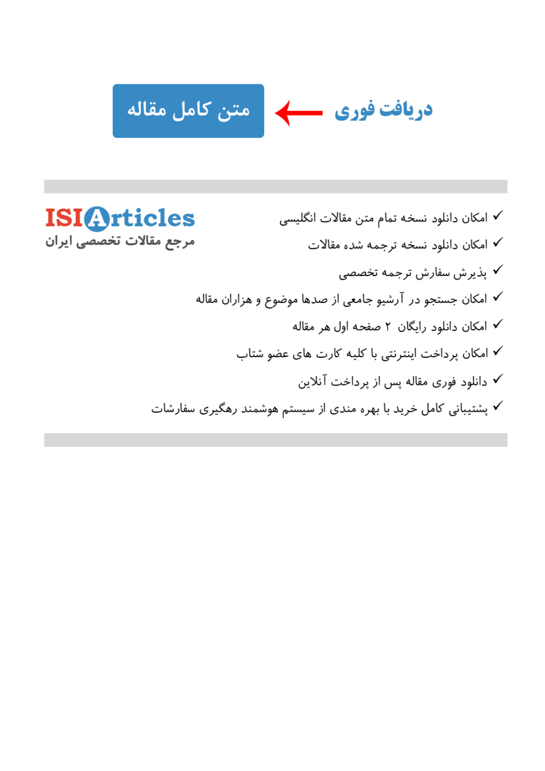دریافت فوری ← متن کامل مقاله

**ISIArticles**
مرجع مقالات تخصصی ایران

- ✓ امکان دانلود نسخه تمام متن مقالات انگلیسی
- ✓ امکان دانلود نسخه ترجمه شده مقالات
- ✓ پذیرش سفارش ترجمه تخصصی
- ✓ امکان جستجو در آرشیو جامعی از صدها موضوع و هزاران مقاله
- ✓ امکان دانلود رایگان ۲ صفحه اول هر مقاله
- ✓ امکان پرداخت اینترنتی با کلیه کارت های عضو شتاب
- ✓ دانلود فوری مقاله پس از پرداخت آنلاین
- ✓ پشتیبانی کامل خرید با بهره مندی از سیستم هوشمند رهگیری سفارشات